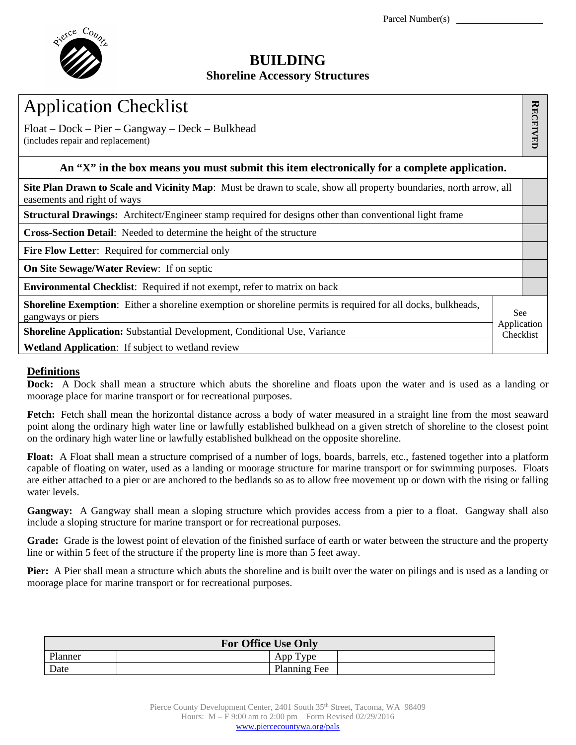Parcel Number(s) ___________

# BUILDING
## Shoreline Accessory Structures

# Application Checklist

Float – Dock – Pier – Gangway – Deck – Bulkhead
(includes repair and replacement)

RECEIVED

**An "X" in the box means you must submit this item electronically for a complete application.**

| Item | |
|---|---|
| **Site Plan Drawn to Scale and Vicinity Map**: Must be drawn to scale, show all property boundaries, north arrow, all easements and right of ways | |
| **Structural Drawings:** Architect/Engineer stamp required for designs other than conventional light frame | |
| **Cross-Section Detail**: Needed to determine the height of the structure | |
| **Fire Flow Letter**: Required for commercial only | |
| **On Site Sewage/Water Review**: If on septic | |
| **Environmental Checklist**: Required if not exempt, refer to matrix on back | |
| **Shoreline Exemption**: Either a shoreline exemption or shoreline permits is required for all docks, bulkheads, gangways or piers | See Application Checklist |
| **Shoreline Application:** Substantial Development, Conditional Use, Variance | |
| **Wetland Application**: If subject to wetland review | |

## Definitions

**Dock:** A Dock shall mean a structure which abuts the shoreline and floats upon the water and is used as a landing or moorage place for marine transport or for recreational purposes.

**Fetch:** Fetch shall mean the horizontal distance across a body of water measured in a straight line from the most seaward point along the ordinary high water line or lawfully established bulkhead on a given stretch of shoreline to the closest point on the ordinary high water line or lawfully established bulkhead on the opposite shoreline.

**Float:** A Float shall mean a structure comprised of a number of logs, boards, barrels, etc., fastened together into a platform capable of floating on water, used as a landing or moorage structure for marine transport or for swimming purposes. Floats are either attached to a pier or are anchored to the bedlands so as to allow free movement up or down with the rising or falling water levels.

**Gangway:** A Gangway shall mean a sloping structure which provides access from a pier to a float. Gangway shall also include a sloping structure for marine transport or for recreational purposes.

**Grade:** Grade is the lowest point of elevation of the finished surface of earth or water between the structure and the property line or within 5 feet of the structure if the property line is more than 5 feet away.

**Pier:** A Pier shall mean a structure which abuts the shoreline and is built over the water on pilings and is used as a landing or moorage place for marine transport or for recreational purposes.

| For Office Use Only | | | |
|---|---|---|---|
| Planner | | App Type | |
| Date | | Planning Fee | |

Pierce County Development Center, 2401 South 35th Street, Tacoma, WA 98409
Hours: M – F 9:00 am to 2:00 pm Form Revised 02/29/2016
www.piercecountywa.org/pals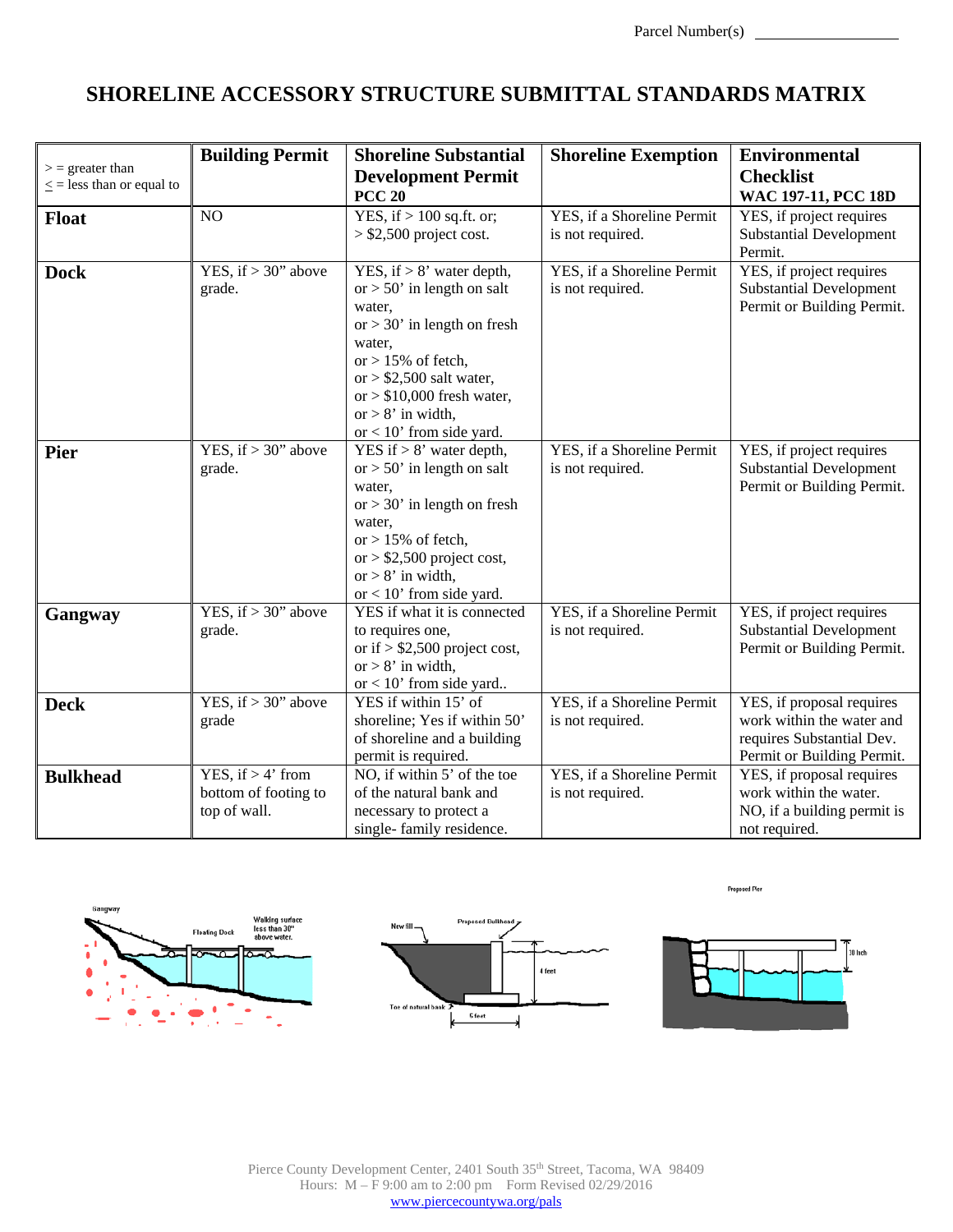Parcel Number(s) ___________________

# SHORELINE ACCESSORY STRUCTURE SUBMITTAL STANDARDS MATRIX

| > = greater than<br>≤ = less than or equal to | **Building Permit** | **Shoreline Substantial Development Permit**<br>**PCC 20** | **Shoreline Exemption** | **Environmental Checklist**<br>**WAC 197-11, PCC 18D** |
|---|---|---|---|---|
| **Float** | NO | YES, if > 100 sq.ft. or;<br>> $2,500 project cost. | YES, if a Shoreline Permit is not required. | YES, if project requires Substantial Development Permit. |
| **Dock** | YES, if > 30" above grade. | YES, if > 8' water depth,<br>or > 50' in length on salt water,<br>or > 30' in length on fresh water,<br>or > 15% of fetch,<br>or > $2,500 salt water,<br>or > $10,000 fresh water,<br>or > 8' in width,<br>or < 10' from side yard. | YES, if a Shoreline Permit is not required. | YES, if project requires Substantial Development Permit or Building Permit. |
| **Pier** | YES, if > 30" above grade. | YES if > 8' water depth,<br>or > 50' in length on salt water,<br>or > 30' in length on fresh water,<br>or > 15% of fetch,<br>or > $2,500 project cost,<br>or > 8' in width,<br>or < 10' from side yard. | YES, if a Shoreline Permit is not required. | YES, if project requires Substantial Development Permit or Building Permit. |
| **Gangway** | YES, if > 30" above grade. | YES if what it is connected to requires one,<br>or if > $2,500 project cost,<br>or > 8' in width,<br>or < 10' from side yard.. | YES, if a Shoreline Permit is not required. | YES, if project requires Substantial Development Permit or Building Permit. |
| **Deck** | YES, if > 30" above grade | YES if within 15' of shoreline; Yes if within 50' of shoreline and a building permit is required. | YES, if a Shoreline Permit is not required. | YES, if proposal requires work within the water and requires Substantial Dev. Permit or Building Permit. |
| **Bulkhead** | YES, if > 4' from bottom of footing to top of wall. | NO, if within 5' of the toe of the natural bank and necessary to protect a single- family residence. | YES, if a Shoreline Permit is not required. | YES, if proposal requires work within the water.<br>NO, if a building permit is not required. |

Gangway
Floating Dock
Walking surface less than 30" above water.

New fill
Proposed Bulkhead
4 feet
Toe of natural bank
5 feet

Proposed Pier
30 Inch

Pierce County Development Center, 2401 South 35th Street, Tacoma, WA 98409
Hours: M – F 9:00 am to 2:00 pm Form Revised 02/29/2016
www.piercecountywa.org/pals